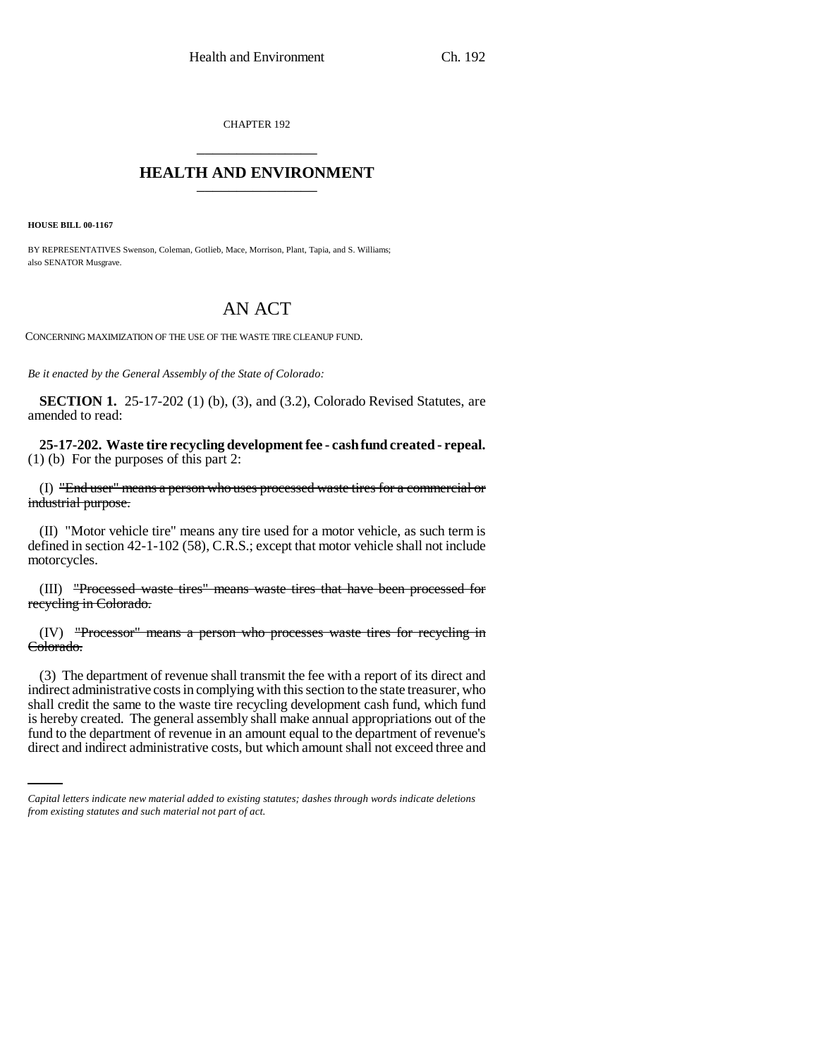CHAPTER 192

## HEALTH AND ENVIRONMENT

**HOUSE BILL 00-1167**

BY REPRESENTATIVES Swenson, Coleman, Gotlieb, Mace, Morrison, Plant, Tapia, and S. Williams; also SENATOR Musgrave.

# AN ACT

CONCERNING MAXIMIZATION OF THE USE OF THE WASTE TIRE CLEANUP FUND.

*Be it enacted by the General Assembly of the State of Colorado:*

**SECTION 1.** 25-17-202 (1) (b), (3), and (3.2), Colorado Revised Statutes, are amended to read:

**25-17-202. Waste tire recycling development fee - cash fund created - repeal.** (1) (b) For the purposes of this part 2:

(I) ~~"End user" means a person who uses processed waste tires for a commercial or industrial purpose.~~

(II) "Motor vehicle tire" means any tire used for a motor vehicle, as such term is defined in section 42-1-102 (58), C.R.S.; except that motor vehicle shall not include motorcycles.

(III) ~~"Processed waste tires" means waste tires that have been processed for recycling in Colorado.~~

(IV) ~~"Processor" means a person who processes waste tires for recycling in Colorado.~~

(3) The department of revenue shall transmit the fee with a report of its direct and indirect administrative costs in complying with this section to the state treasurer, who shall credit the same to the waste tire recycling development cash fund, which fund is hereby created. The general assembly shall make annual appropriations out of the fund to the department of revenue in an amount equal to the department of revenue's direct and indirect administrative costs, but which amount shall not exceed three and

*Capital letters indicate new material added to existing statutes; dashes through words indicate deletions from existing statutes and such material not part of act.*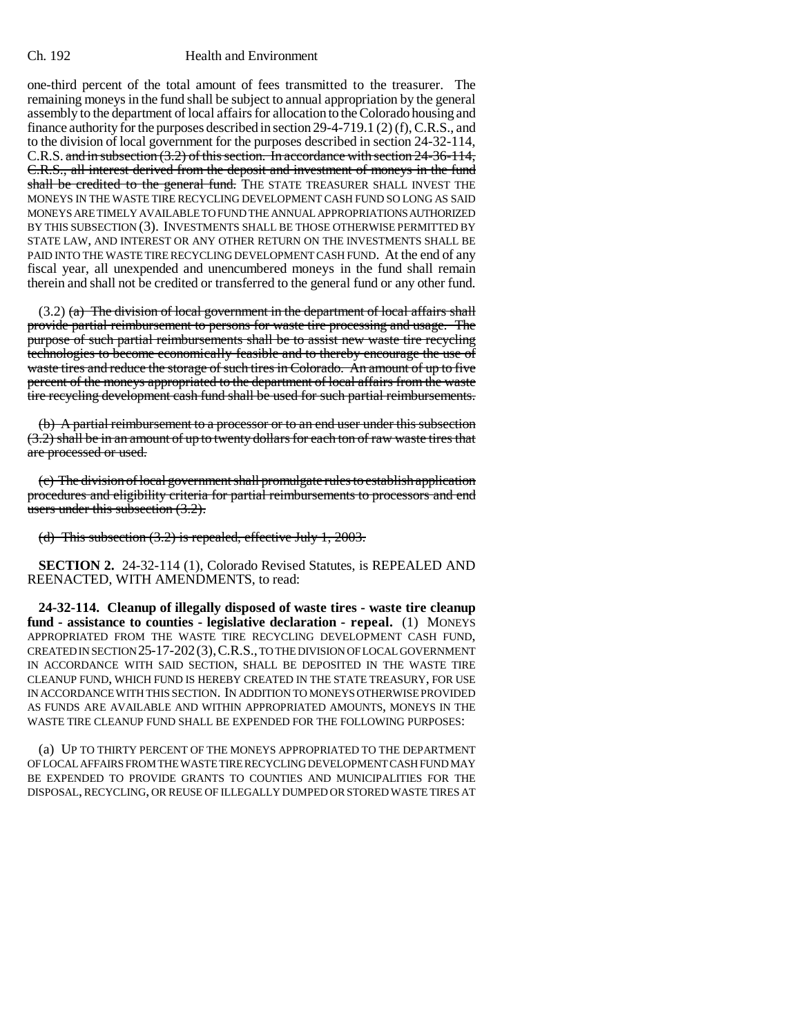one-third percent of the total amount of fees transmitted to the treasurer. The remaining moneys in the fund shall be subject to annual appropriation by the general assembly to the department of local affairs for allocation to the Colorado housing and finance authority for the purposes described in section 29-4-719.1 (2) (f), C.R.S., and to the division of local government for the purposes described in section 24-32-114, C.R.S. ~~and in subsection (3.2) of this section. In accordance with section 24-36-114, C.R.S., all interest derived from the deposit and investment of moneys in the fund shall be credited to the general fund.~~ THE STATE TREASURER SHALL INVEST THE MONEYS IN THE WASTE TIRE RECYCLING DEVELOPMENT CASH FUND SO LONG AS SAID MONEYS ARE TIMELY AVAILABLE TO FUND THE ANNUAL APPROPRIATIONS AUTHORIZED BY THIS SUBSECTION (3). INVESTMENTS SHALL BE THOSE OTHERWISE PERMITTED BY STATE LAW, AND INTEREST OR ANY OTHER RETURN ON THE INVESTMENTS SHALL BE PAID INTO THE WASTE TIRE RECYCLING DEVELOPMENT CASH FUND. At the end of any fiscal year, all unexpended and unencumbered moneys in the fund shall remain therein and shall not be credited or transferred to the general fund or any other fund.

(3.2) ~~(a) The division of local government in the department of local affairs shall provide partial reimbursement to persons for waste tire processing and usage. The purpose of such partial reimbursements shall be to assist new waste tire recycling technologies to become economically feasible and to thereby encourage the use of waste tires and reduce the storage of such tires in Colorado. An amount of up to five percent of the moneys appropriated to the department of local affairs from the waste tire recycling development cash fund shall be used for such partial reimbursements.~~

~~(b) A partial reimbursement to a processor or to an end user under this subsection (3.2) shall be in an amount of up to twenty dollars for each ton of raw waste tires that are processed or used.~~

~~(c) The division of local government shall promulgate rules to establish application procedures and eligibility criteria for partial reimbursements to processors and end users under this subsection (3.2).~~

~~(d) This subsection (3.2) is repealed, effective July 1, 2003.~~

**SECTION 2.** 24-32-114 (1), Colorado Revised Statutes, is REPEALED AND REENACTED, WITH AMENDMENTS, to read:

**24-32-114. Cleanup of illegally disposed of waste tires - waste tire cleanup fund - assistance to counties - legislative declaration - repeal.** (1) MONEYS APPROPRIATED FROM THE WASTE TIRE RECYCLING DEVELOPMENT CASH FUND, CREATED IN SECTION 25-17-202 (3), C.R.S., TO THE DIVISION OF LOCAL GOVERNMENT IN ACCORDANCE WITH SAID SECTION, SHALL BE DEPOSITED IN THE WASTE TIRE CLEANUP FUND, WHICH FUND IS HEREBY CREATED IN THE STATE TREASURY, FOR USE IN ACCORDANCE WITH THIS SECTION. IN ADDITION TO MONEYS OTHERWISE PROVIDED AS FUNDS ARE AVAILABLE AND WITHIN APPROPRIATED AMOUNTS, MONEYS IN THE WASTE TIRE CLEANUP FUND SHALL BE EXPENDED FOR THE FOLLOWING PURPOSES:

(a) UP TO THIRTY PERCENT OF THE MONEYS APPROPRIATED TO THE DEPARTMENT OF LOCAL AFFAIRS FROM THE WASTE TIRE RECYCLING DEVELOPMENT CASH FUND MAY BE EXPENDED TO PROVIDE GRANTS TO COUNTIES AND MUNICIPALITIES FOR THE DISPOSAL, RECYCLING, OR REUSE OF ILLEGALLY DUMPED OR STORED WASTE TIRES AT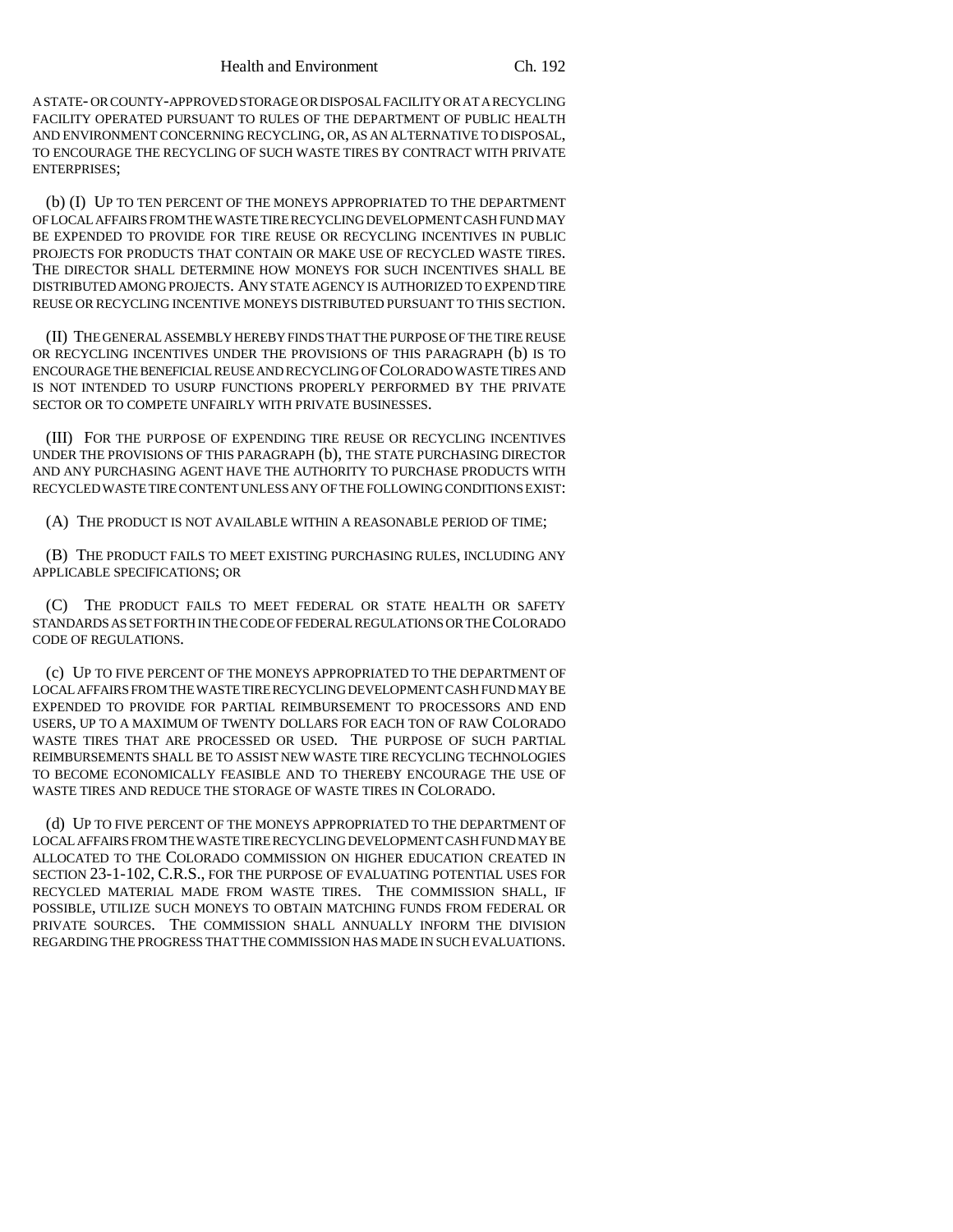A STATE- OR COUNTY-APPROVED STORAGE OR DISPOSAL FACILITY OR AT A RECYCLING FACILITY OPERATED PURSUANT TO RULES OF THE DEPARTMENT OF PUBLIC HEALTH AND ENVIRONMENT CONCERNING RECYCLING, OR, AS AN ALTERNATIVE TO DISPOSAL, TO ENCOURAGE THE RECYCLING OF SUCH WASTE TIRES BY CONTRACT WITH PRIVATE ENTERPRISES;

(b) (I) UP TO TEN PERCENT OF THE MONEYS APPROPRIATED TO THE DEPARTMENT OF LOCAL AFFAIRS FROM THE WASTE TIRE RECYCLING DEVELOPMENT CASH FUND MAY BE EXPENDED TO PROVIDE FOR TIRE REUSE OR RECYCLING INCENTIVES IN PUBLIC PROJECTS FOR PRODUCTS THAT CONTAIN OR MAKE USE OF RECYCLED WASTE TIRES. THE DIRECTOR SHALL DETERMINE HOW MONEYS FOR SUCH INCENTIVES SHALL BE DISTRIBUTED AMONG PROJECTS. ANY STATE AGENCY IS AUTHORIZED TO EXPEND TIRE REUSE OR RECYCLING INCENTIVE MONEYS DISTRIBUTED PURSUANT TO THIS SECTION.

(II) THE GENERAL ASSEMBLY HEREBY FINDS THAT THE PURPOSE OF THE TIRE REUSE OR RECYCLING INCENTIVES UNDER THE PROVISIONS OF THIS PARAGRAPH (b) IS TO ENCOURAGE THE BENEFICIAL REUSE AND RECYCLING OF COLORADO WASTE TIRES AND IS NOT INTENDED TO USURP FUNCTIONS PROPERLY PERFORMED BY THE PRIVATE SECTOR OR TO COMPETE UNFAIRLY WITH PRIVATE BUSINESSES.

(III) FOR THE PURPOSE OF EXPENDING TIRE REUSE OR RECYCLING INCENTIVES UNDER THE PROVISIONS OF THIS PARAGRAPH (b), THE STATE PURCHASING DIRECTOR AND ANY PURCHASING AGENT HAVE THE AUTHORITY TO PURCHASE PRODUCTS WITH RECYCLED WASTE TIRE CONTENT UNLESS ANY OF THE FOLLOWING CONDITIONS EXIST:

(A) THE PRODUCT IS NOT AVAILABLE WITHIN A REASONABLE PERIOD OF TIME;

(B) THE PRODUCT FAILS TO MEET EXISTING PURCHASING RULES, INCLUDING ANY APPLICABLE SPECIFICATIONS; OR

(C) THE PRODUCT FAILS TO MEET FEDERAL OR STATE HEALTH OR SAFETY STANDARDS AS SET FORTH IN THE CODE OF FEDERAL REGULATIONS OR THE COLORADO CODE OF REGULATIONS.

(c) UP TO FIVE PERCENT OF THE MONEYS APPROPRIATED TO THE DEPARTMENT OF LOCAL AFFAIRS FROM THE WASTE TIRE RECYCLING DEVELOPMENT CASH FUND MAY BE EXPENDED TO PROVIDE FOR PARTIAL REIMBURSEMENT TO PROCESSORS AND END USERS, UP TO A MAXIMUM OF TWENTY DOLLARS FOR EACH TON OF RAW COLORADO WASTE TIRES THAT ARE PROCESSED OR USED. THE PURPOSE OF SUCH PARTIAL REIMBURSEMENTS SHALL BE TO ASSIST NEW WASTE TIRE RECYCLING TECHNOLOGIES TO BECOME ECONOMICALLY FEASIBLE AND TO THEREBY ENCOURAGE THE USE OF WASTE TIRES AND REDUCE THE STORAGE OF WASTE TIRES IN COLORADO.

(d) UP TO FIVE PERCENT OF THE MONEYS APPROPRIATED TO THE DEPARTMENT OF LOCAL AFFAIRS FROM THE WASTE TIRE RECYCLING DEVELOPMENT CASH FUND MAY BE ALLOCATED TO THE COLORADO COMMISSION ON HIGHER EDUCATION CREATED IN SECTION 23-1-102, C.R.S., FOR THE PURPOSE OF EVALUATING POTENTIAL USES FOR RECYCLED MATERIAL MADE FROM WASTE TIRES. THE COMMISSION SHALL, IF POSSIBLE, UTILIZE SUCH MONEYS TO OBTAIN MATCHING FUNDS FROM FEDERAL OR PRIVATE SOURCES. THE COMMISSION SHALL ANNUALLY INFORM THE DIVISION REGARDING THE PROGRESS THAT THE COMMISSION HAS MADE IN SUCH EVALUATIONS.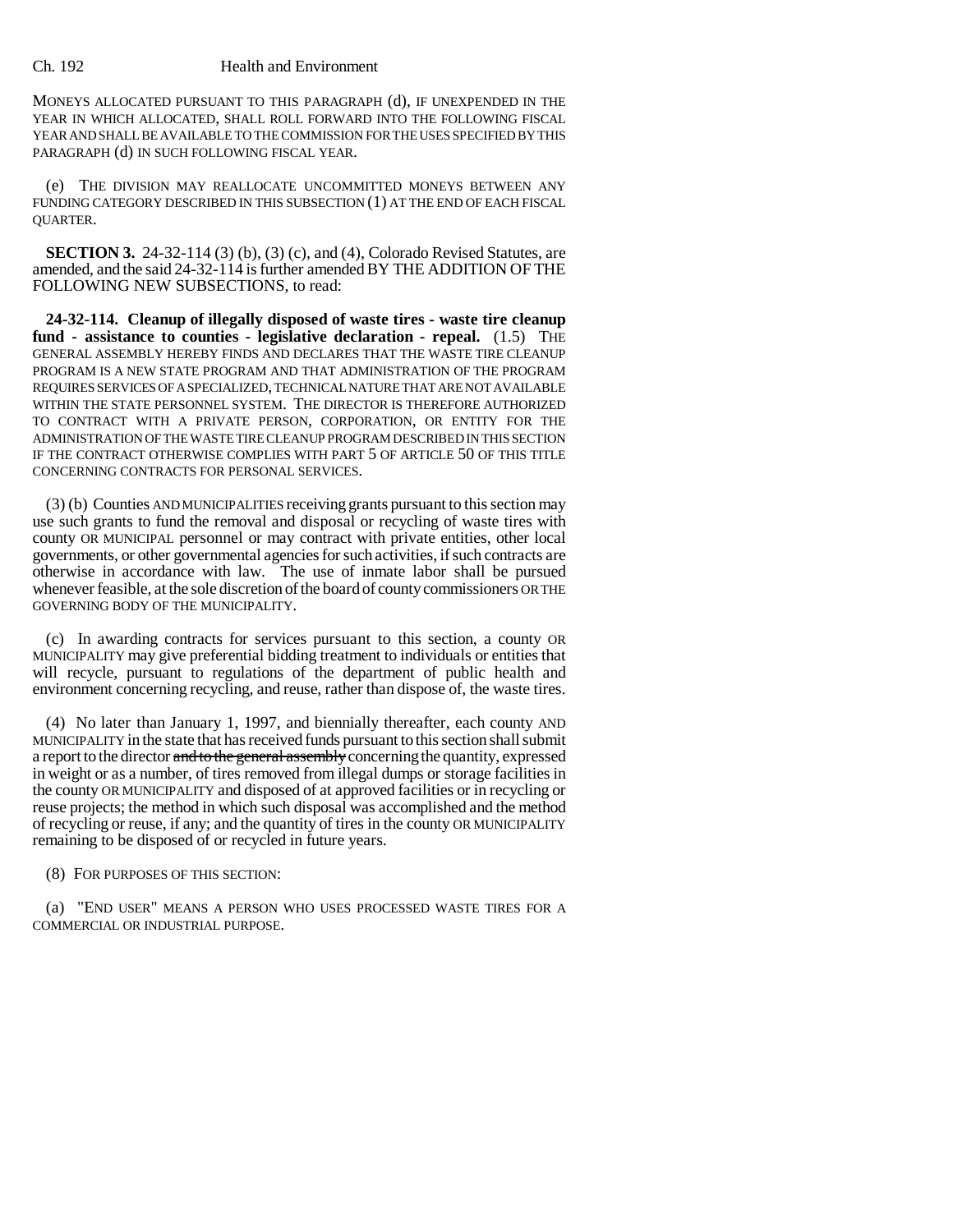MONEYS ALLOCATED PURSUANT TO THIS PARAGRAPH (d), IF UNEXPENDED IN THE YEAR IN WHICH ALLOCATED, SHALL ROLL FORWARD INTO THE FOLLOWING FISCAL YEAR AND SHALL BE AVAILABLE TO THE COMMISSION FOR THE USES SPECIFIED BY THIS PARAGRAPH (d) IN SUCH FOLLOWING FISCAL YEAR.

(e) THE DIVISION MAY REALLOCATE UNCOMMITTED MONEYS BETWEEN ANY FUNDING CATEGORY DESCRIBED IN THIS SUBSECTION (1) AT THE END OF EACH FISCAL QUARTER.

**SECTION 3.** 24-32-114 (3) (b), (3) (c), and (4), Colorado Revised Statutes, are amended, and the said 24-32-114 is further amended BY THE ADDITION OF THE FOLLOWING NEW SUBSECTIONS, to read:

**24-32-114. Cleanup of illegally disposed of waste tires - waste tire cleanup fund - assistance to counties - legislative declaration - repeal.** (1.5) THE GENERAL ASSEMBLY HEREBY FINDS AND DECLARES THAT THE WASTE TIRE CLEANUP PROGRAM IS A NEW STATE PROGRAM AND THAT ADMINISTRATION OF THE PROGRAM REQUIRES SERVICES OF A SPECIALIZED, TECHNICAL NATURE THAT ARE NOT AVAILABLE WITHIN THE STATE PERSONNEL SYSTEM. THE DIRECTOR IS THEREFORE AUTHORIZED TO CONTRACT WITH A PRIVATE PERSON, CORPORATION, OR ENTITY FOR THE ADMINISTRATION OF THE WASTE TIRE CLEANUP PROGRAM DESCRIBED IN THIS SECTION IF THE CONTRACT OTHERWISE COMPLIES WITH PART 5 OF ARTICLE 50 OF THIS TITLE CONCERNING CONTRACTS FOR PERSONAL SERVICES.

(3) (b) Counties AND MUNICIPALITIES receiving grants pursuant to this section may use such grants to fund the removal and disposal or recycling of waste tires with county OR MUNICIPAL personnel or may contract with private entities, other local governments, or other governmental agencies for such activities, if such contracts are otherwise in accordance with law. The use of inmate labor shall be pursued whenever feasible, at the sole discretion of the board of county commissioners OR THE GOVERNING BODY OF THE MUNICIPALITY.

(c) In awarding contracts for services pursuant to this section, a county OR MUNICIPALITY may give preferential bidding treatment to individuals or entities that will recycle, pursuant to regulations of the department of public health and environment concerning recycling, and reuse, rather than dispose of, the waste tires.

(4) No later than January 1, 1997, and biennially thereafter, each county AND MUNICIPALITY in the state that has received funds pursuant to this section shall submit a report to the director ~~and to the general assembly~~ concerning the quantity, expressed in weight or as a number, of tires removed from illegal dumps or storage facilities in the county OR MUNICIPALITY and disposed of at approved facilities or in recycling or reuse projects; the method in which such disposal was accomplished and the method of recycling or reuse, if any; and the quantity of tires in the county OR MUNICIPALITY remaining to be disposed of or recycled in future years.

(8) FOR PURPOSES OF THIS SECTION:

(a) "END USER" MEANS A PERSON WHO USES PROCESSED WASTE TIRES FOR A COMMERCIAL OR INDUSTRIAL PURPOSE.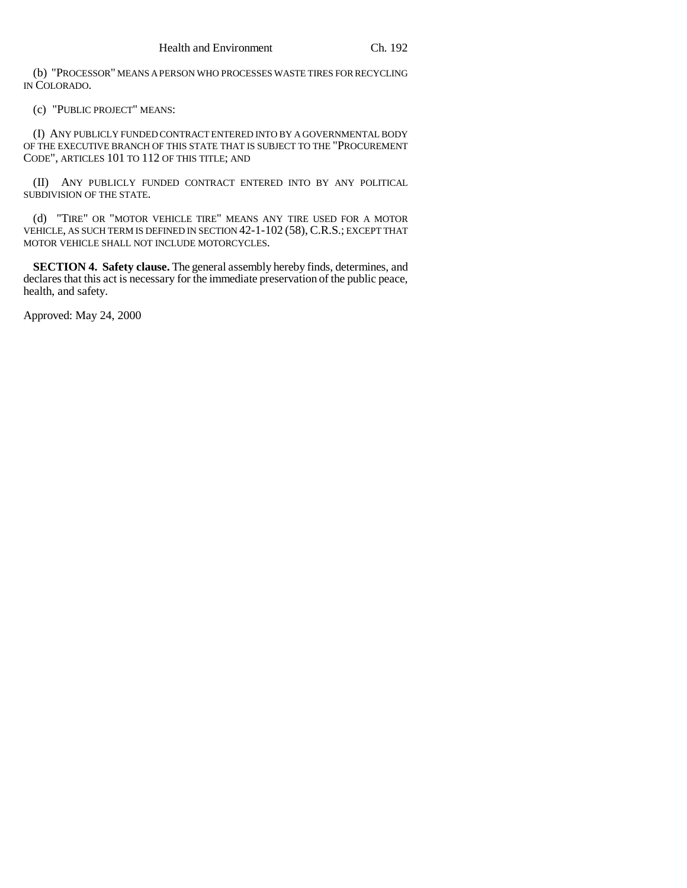(b) "PROCESSOR" MEANS A PERSON WHO PROCESSES WASTE TIRES FOR RECYCLING IN COLORADO.

(c) "PUBLIC PROJECT" MEANS:

(I) ANY PUBLICLY FUNDED CONTRACT ENTERED INTO BY A GOVERNMENTAL BODY OF THE EXECUTIVE BRANCH OF THIS STATE THAT IS SUBJECT TO THE "PROCUREMENT CODE", ARTICLES 101 TO 112 OF THIS TITLE; AND

(II) ANY PUBLICLY FUNDED CONTRACT ENTERED INTO BY ANY POLITICAL SUBDIVISION OF THE STATE.

(d) "TIRE" OR "MOTOR VEHICLE TIRE" MEANS ANY TIRE USED FOR A MOTOR VEHICLE, AS SUCH TERM IS DEFINED IN SECTION 42-1-102 (58), C.R.S.; EXCEPT THAT MOTOR VEHICLE SHALL NOT INCLUDE MOTORCYCLES.

**SECTION 4. Safety clause.** The general assembly hereby finds, determines, and declares that this act is necessary for the immediate preservation of the public peace, health, and safety.

Approved: May 24, 2000